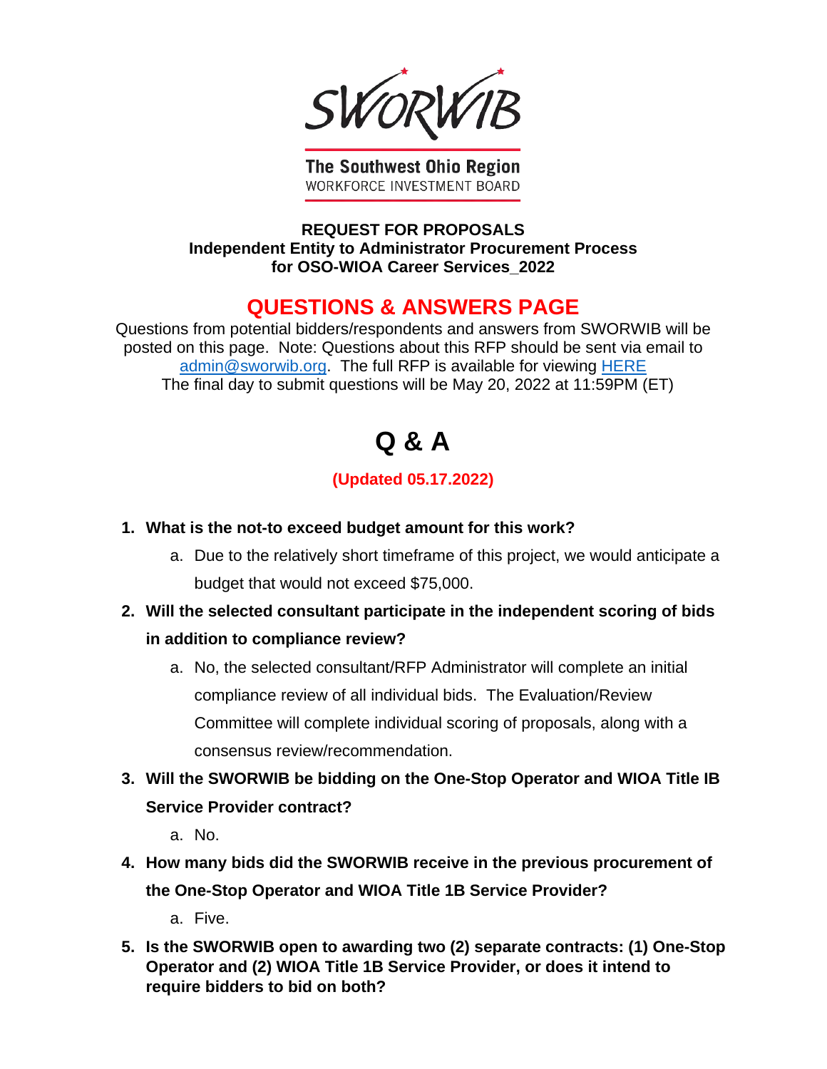SWORWIB

**The Southwest Ohio Region**
WORKFORCE INVESTMENT BOARD

**REQUEST FOR PROPOSALS**
**Independent Entity to Administrator Procurement Process**
**for OSO-WIOA Career Services_2022**

## QUESTIONS & ANSWERS PAGE

Questions from potential bidders/respondents and answers from SWORWIB will be posted on this page. Note: Questions about this RFP should be sent via email to admin@sworwib.org. The full RFP is available for viewing HERE
The final day to submit questions will be May 20, 2022 at 11:59PM (ET)

# Q & A

**(Updated 05.17.2022)**

1. **What is the not-to exceed budget amount for this work?**
   a. Due to the relatively short timeframe of this project, we would anticipate a budget that would not exceed $75,000.
2. **Will the selected consultant participate in the independent scoring of bids in addition to compliance review?**
   a. No, the selected consultant/RFP Administrator will complete an initial compliance review of all individual bids. The Evaluation/Review Committee will complete individual scoring of proposals, along with a consensus review/recommendation.
3. **Will the SWORWIB be bidding on the One-Stop Operator and WIOA Title IB Service Provider contract?**
   a. No.
4. **How many bids did the SWORWIB receive in the previous procurement of the One-Stop Operator and WIOA Title 1B Service Provider?**
   a. Five.
5. **Is the SWORWIB open to awarding two (2) separate contracts: (1) One-Stop Operator and (2) WIOA Title 1B Service Provider, or does it intend to require bidders to bid on both?**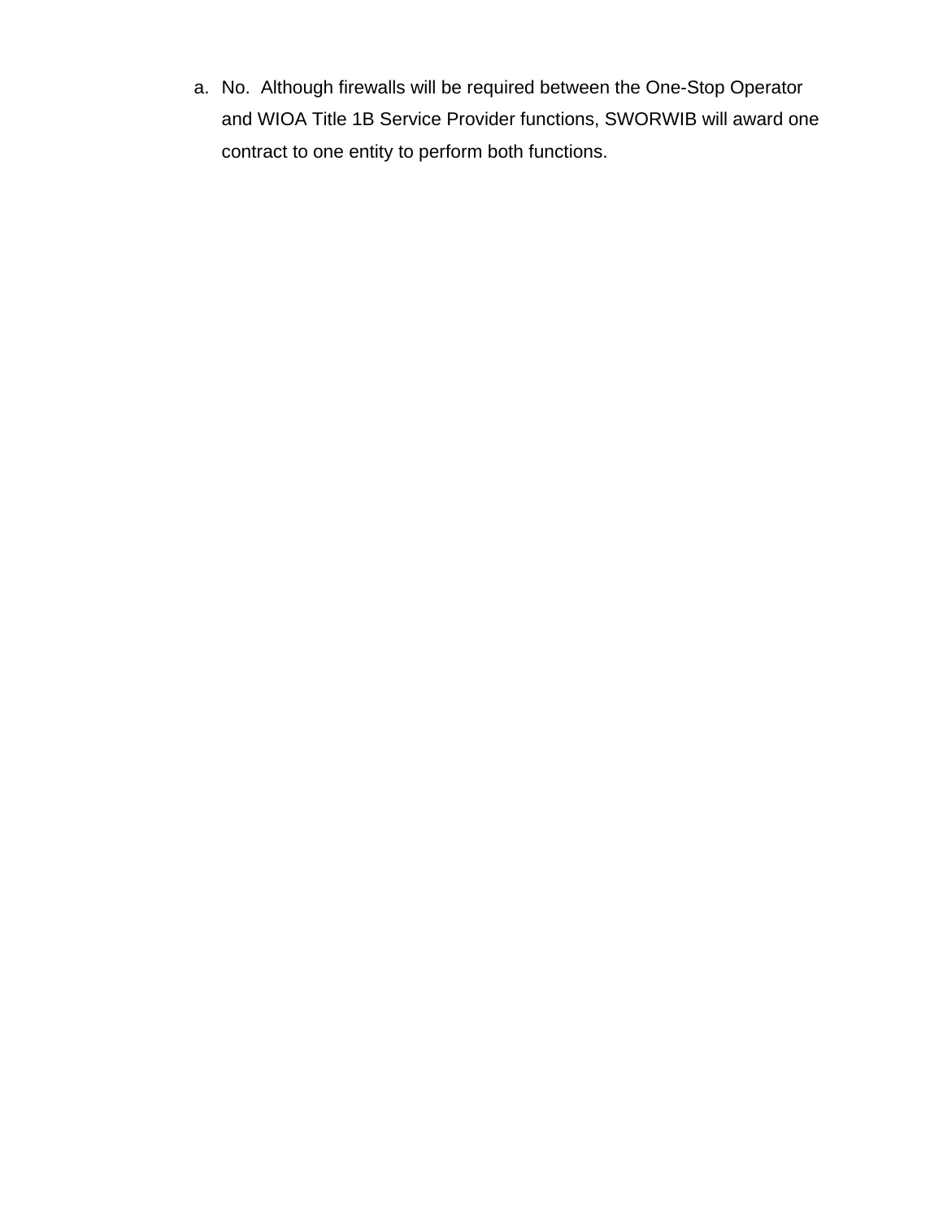a. No.  Although firewalls will be required between the One-Stop Operator and WIOA Title 1B Service Provider functions, SWORWIB will award one contract to one entity to perform both functions.